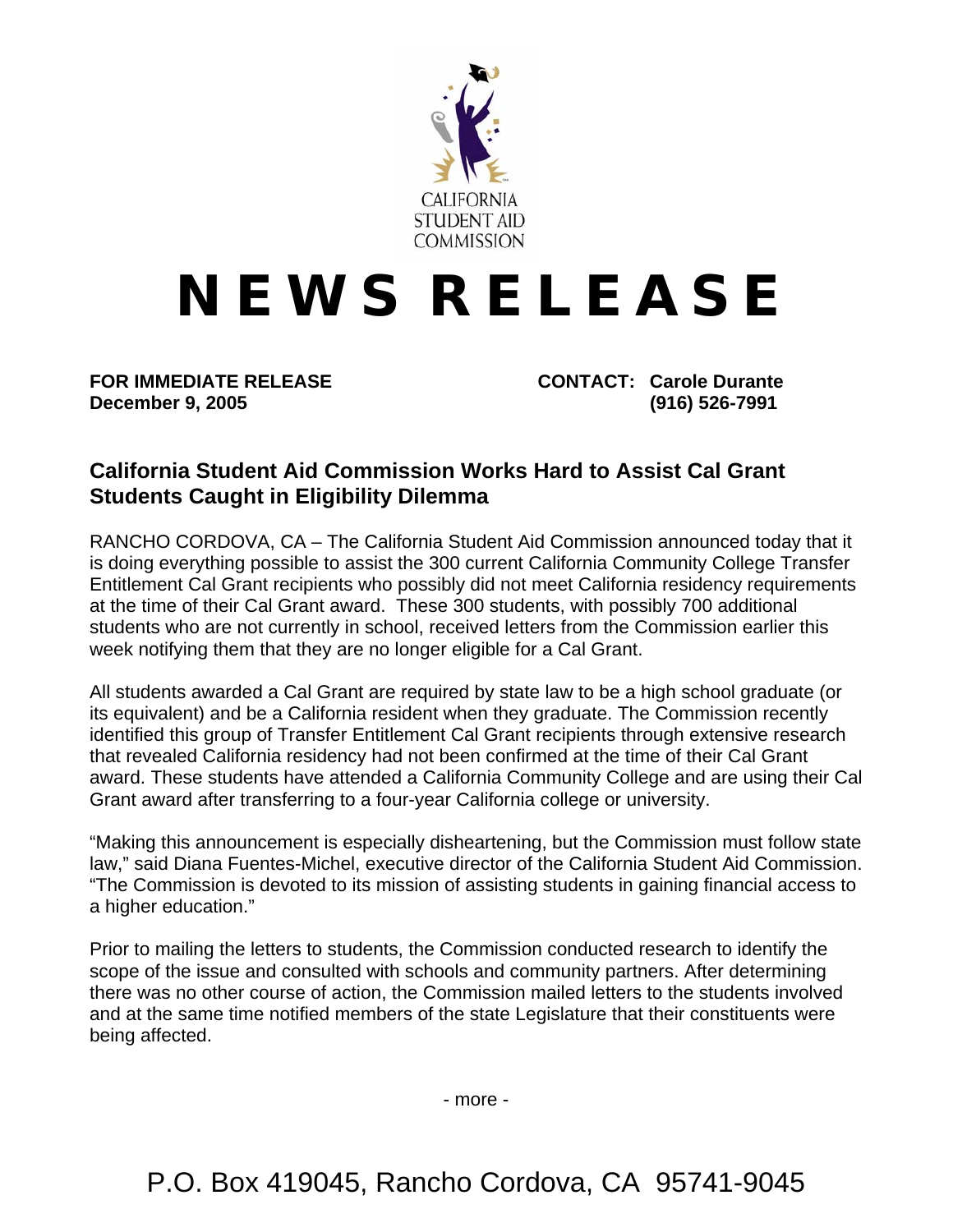CALIFORNIA STUDENT AID COMMISSION

# NEWS RELEASE

**FOR IMMEDIATE RELEASE**
**December 9, 2005**

**CONTACT: Carole Durante**
**(916) 526-7991**

## California Student Aid Commission Works Hard to Assist Cal Grant Students Caught in Eligibility Dilemma

RANCHO CORDOVA, CA – The California Student Aid Commission announced today that it is doing everything possible to assist the 300 current California Community College Transfer Entitlement Cal Grant recipients who possibly did not meet California residency requirements at the time of their Cal Grant award. These 300 students, with possibly 700 additional students who are not currently in school, received letters from the Commission earlier this week notifying them that they are no longer eligible for a Cal Grant.

All students awarded a Cal Grant are required by state law to be a high school graduate (or its equivalent) and be a California resident when they graduate. The Commission recently identified this group of Transfer Entitlement Cal Grant recipients through extensive research that revealed California residency had not been confirmed at the time of their Cal Grant award. These students have attended a California Community College and are using their Cal Grant award after transferring to a four-year California college or university.

"Making this announcement is especially disheartening, but the Commission must follow state law," said Diana Fuentes-Michel, executive director of the California Student Aid Commission. "The Commission is devoted to its mission of assisting students in gaining financial access to a higher education."

Prior to mailing the letters to students, the Commission conducted research to identify the scope of the issue and consulted with schools and community partners. After determining there was no other course of action, the Commission mailed letters to the students involved and at the same time notified members of the state Legislature that their constituents were being affected.

- more -

P.O. Box 419045, Rancho Cordova, CA 95741-9045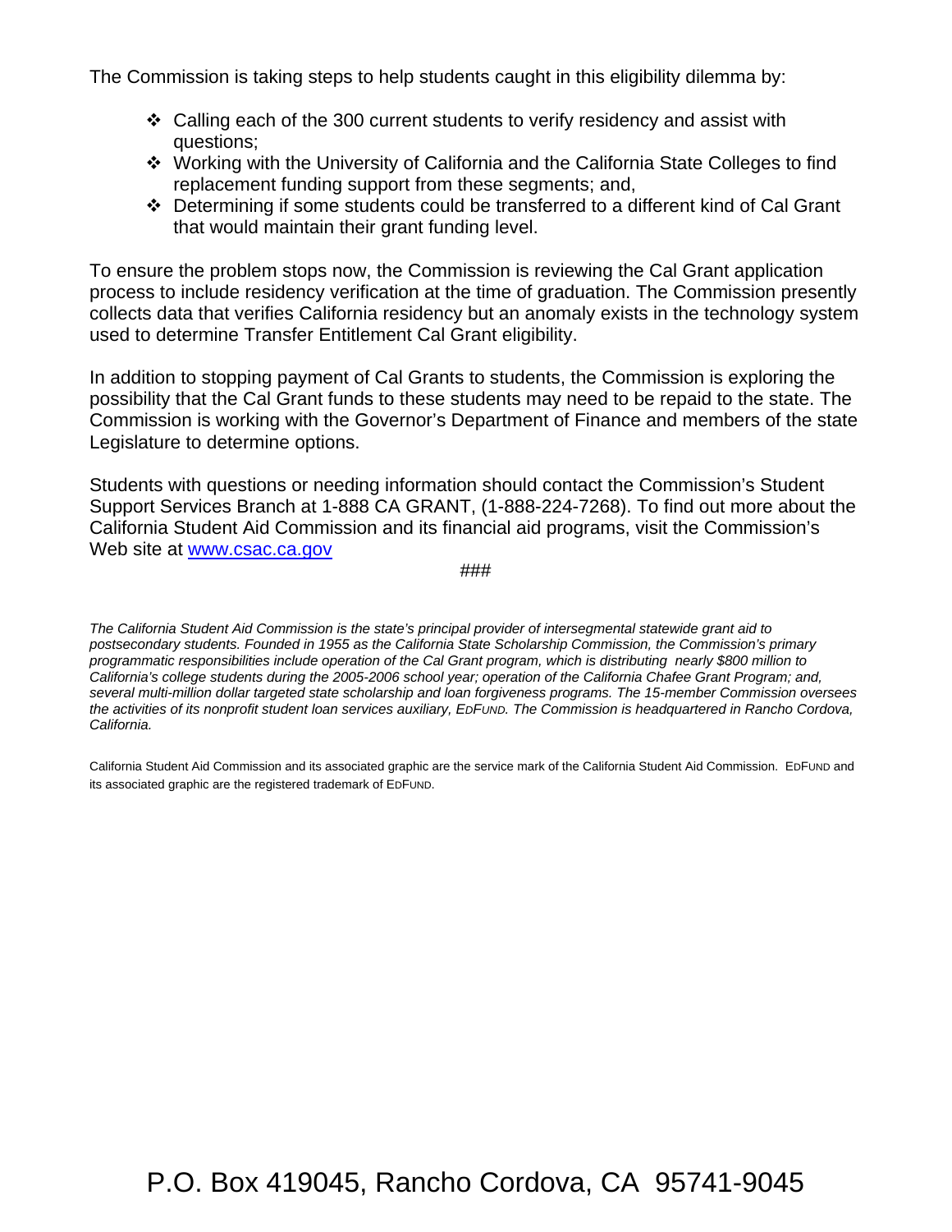The Commission is taking steps to help students caught in this eligibility dilemma by:

- Calling each of the 300 current students to verify residency and assist with questions;
- Working with the University of California and the California State Colleges to find replacement funding support from these segments; and,
- Determining if some students could be transferred to a different kind of Cal Grant that would maintain their grant funding level.

To ensure the problem stops now, the Commission is reviewing the Cal Grant application process to include residency verification at the time of graduation. The Commission presently collects data that verifies California residency but an anomaly exists in the technology system used to determine Transfer Entitlement Cal Grant eligibility.

In addition to stopping payment of Cal Grants to students, the Commission is exploring the possibility that the Cal Grant funds to these students may need to be repaid to the state. The Commission is working with the Governor's Department of Finance and members of the state Legislature to determine options.

Students with questions or needing information should contact the Commission's Student Support Services Branch at 1-888 CA GRANT, (1-888-224-7268). To find out more about the California Student Aid Commission and its financial aid programs, visit the Commission's Web site at [www.csac.ca.gov](http://www.csac.ca.gov)

###

*The California Student Aid Commission is the state's principal provider of intersegmental statewide grant aid to postsecondary students. Founded in 1955 as the California State Scholarship Commission, the Commission's primary programmatic responsibilities include operation of the Cal Grant program, which is distributing nearly $800 million to California's college students during the 2005-2006 school year; operation of the California Chafee Grant Program; and, several multi-million dollar targeted state scholarship and loan forgiveness programs. The 15-member Commission oversees the activities of its nonprofit student loan services auxiliary, EDFUND. The Commission is headquartered in Rancho Cordova, California.*

California Student Aid Commission and its associated graphic are the service mark of the California Student Aid Commission. EDFUND and its associated graphic are the registered trademark of EDFUND.

P.O. Box 419045, Rancho Cordova, CA 95741-9045